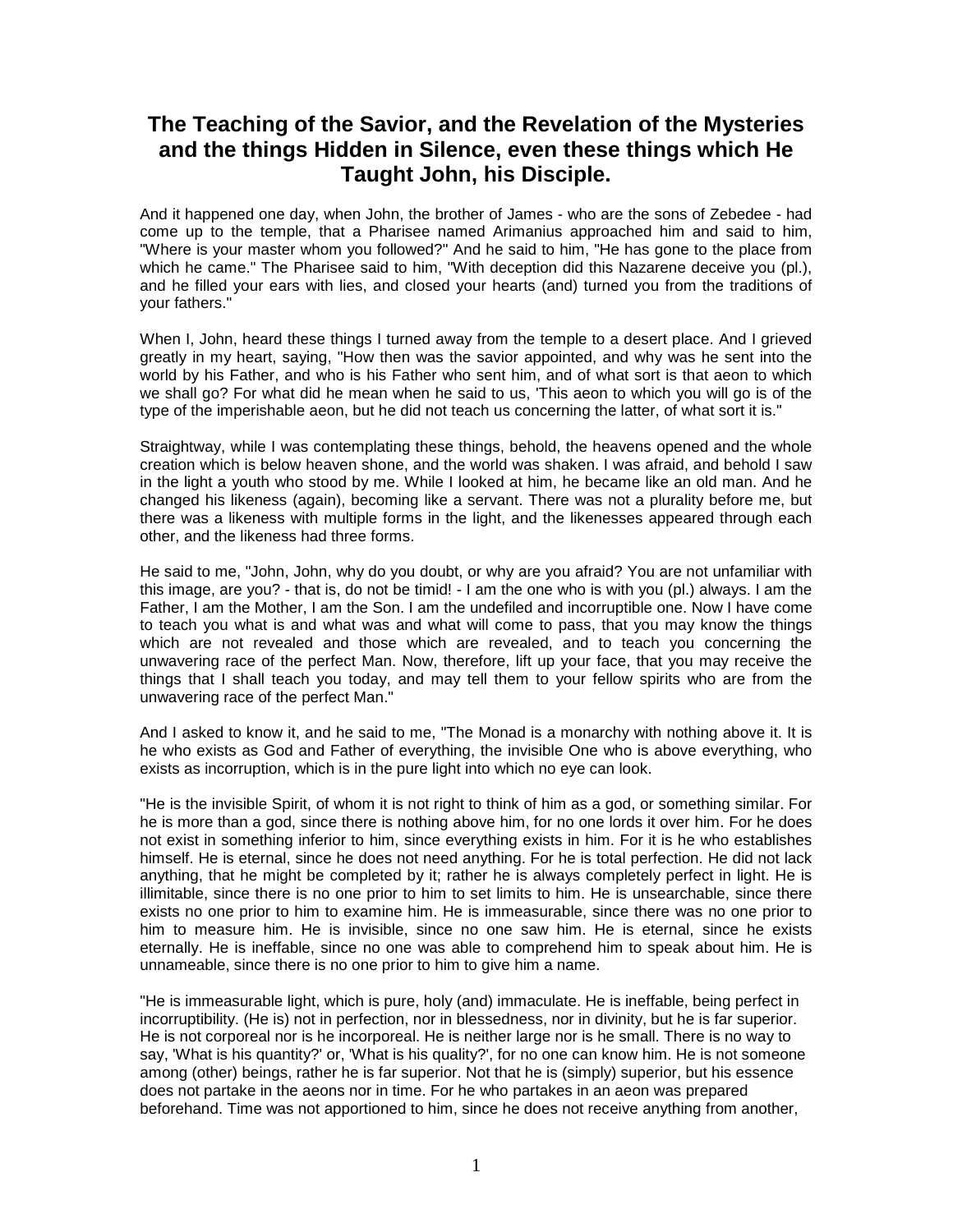## The Teaching of the Savior, and the Revelation of the Mysteries and the things Hidden in Silence, even these things which He Taught John, his Disciple.

And it happened one day, when John, the brother of James - who are the sons of Zebedee - had come up to the temple, that a Pharisee named Arimanius approached him and said to him, "Where is your master whom you followed?" And he said to him, "He has gone to the place from which he came." The Pharisee said to him, "With deception did this Nazarene deceive you (pl.), and he filled your ears with lies, and closed your hearts (and) turned you from the traditions of your fathers."

When I, John, heard these things I turned away from the temple to a desert place. And I grieved greatly in my heart, saying, "How then was the savior appointed, and why was he sent into the world by his Father, and who is his Father who sent him, and of what sort is that aeon to which we shall go? For what did he mean when he said to us, 'This aeon to which you will go is of the type of the imperishable aeon, but he did not teach us concerning the latter, of what sort it is."

Straightway, while I was contemplating these things, behold, the heavens opened and the whole creation which is below heaven shone, and the world was shaken. I was afraid, and behold I saw in the light a youth who stood by me. While I looked at him, he became like an old man. And he changed his likeness (again), becoming like a servant. There was not a plurality before me, but there was a likeness with multiple forms in the light, and the likenesses appeared through each other, and the likeness had three forms.

He said to me, "John, John, why do you doubt, or why are you afraid? You are not unfamiliar with this image, are you? - that is, do not be timid! - I am the one who is with you (pl.) always. I am the Father, I am the Mother, I am the Son. I am the undefiled and incorruptible one. Now I have come to teach you what is and what was and what will come to pass, that you may know the things which are not revealed and those which are revealed, and to teach you concerning the unwavering race of the perfect Man. Now, therefore, lift up your face, that you may receive the things that I shall teach you today, and may tell them to your fellow spirits who are from the unwavering race of the perfect Man."

And I asked to know it, and he said to me, "The Monad is a monarchy with nothing above it. It is he who exists as God and Father of everything, the invisible One who is above everything, who exists as incorruption, which is in the pure light into which no eye can look.

"He is the invisible Spirit, of whom it is not right to think of him as a god, or something similar. For he is more than a god, since there is nothing above him, for no one lords it over him. For he does not exist in something inferior to him, since everything exists in him. For it is he who establishes himself. He is eternal, since he does not need anything. For he is total perfection. He did not lack anything, that he might be completed by it; rather he is always completely perfect in light. He is illimitable, since there is no one prior to him to set limits to him. He is unsearchable, since there exists no one prior to him to examine him. He is immeasurable, since there was no one prior to him to measure him. He is invisible, since no one saw him. He is eternal, since he exists eternally. He is ineffable, since no one was able to comprehend him to speak about him. He is unnameable, since there is no one prior to him to give him a name.

"He is immeasurable light, which is pure, holy (and) immaculate. He is ineffable, being perfect in incorruptibility. (He is) not in perfection, nor in blessedness, nor in divinity, but he is far superior. He is not corporeal nor is he incorporeal. He is neither large nor is he small. There is no way to say, 'What is his quantity?' or, 'What is his quality?', for no one can know him. He is not someone among (other) beings, rather he is far superior. Not that he is (simply) superior, but his essence does not partake in the aeons nor in time. For he who partakes in an aeon was prepared beforehand. Time was not apportioned to him, since he does not receive anything from another,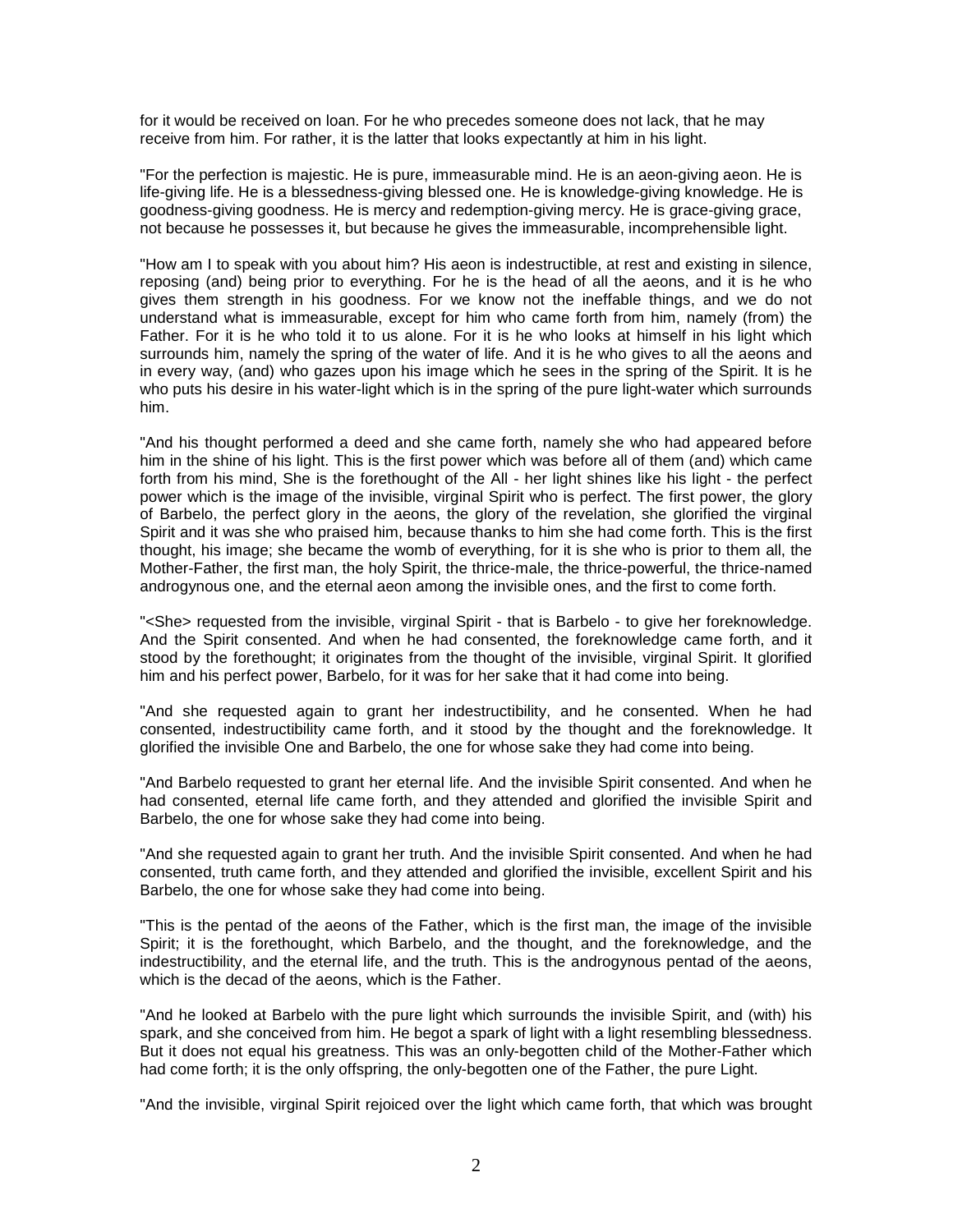for it would be received on loan. For he who precedes someone does not lack, that he may receive from him. For rather, it is the latter that looks expectantly at him in his light.

"For the perfection is majestic. He is pure, immeasurable mind. He is an aeon-giving aeon. He is life-giving life. He is a blessedness-giving blessed one. He is knowledge-giving knowledge. He is goodness-giving goodness. He is mercy and redemption-giving mercy. He is grace-giving grace, not because he possesses it, but because he gives the immeasurable, incomprehensible light.

"How am I to speak with you about him? His aeon is indestructible, at rest and existing in silence, reposing (and) being prior to everything. For he is the head of all the aeons, and it is he who gives them strength in his goodness. For we know not the ineffable things, and we do not understand what is immeasurable, except for him who came forth from him, namely (from) the Father. For it is he who told it to us alone. For it is he who looks at himself in his light which surrounds him, namely the spring of the water of life. And it is he who gives to all the aeons and in every way, (and) who gazes upon his image which he sees in the spring of the Spirit. It is he who puts his desire in his water-light which is in the spring of the pure light-water which surrounds him.

"And his thought performed a deed and she came forth, namely she who had appeared before him in the shine of his light. This is the first power which was before all of them (and) which came forth from his mind, She is the forethought of the All - her light shines like his light - the perfect power which is the image of the invisible, virginal Spirit who is perfect. The first power, the glory of Barbelo, the perfect glory in the aeons, the glory of the revelation, she glorified the virginal Spirit and it was she who praised him, because thanks to him she had come forth. This is the first thought, his image; she became the womb of everything, for it is she who is prior to them all, the Mother-Father, the first man, the holy Spirit, the thrice-male, the thrice-powerful, the thrice-named androgynous one, and the eternal aeon among the invisible ones, and the first to come forth.

"<She> requested from the invisible, virginal Spirit - that is Barbelo - to give her foreknowledge. And the Spirit consented. And when he had consented, the foreknowledge came forth, and it stood by the forethought; it originates from the thought of the invisible, virginal Spirit. It glorified him and his perfect power, Barbelo, for it was for her sake that it had come into being.

"And she requested again to grant her indestructibility, and he consented. When he had consented, indestructibility came forth, and it stood by the thought and the foreknowledge. It glorified the invisible One and Barbelo, the one for whose sake they had come into being.

"And Barbelo requested to grant her eternal life. And the invisible Spirit consented. And when he had consented, eternal life came forth, and they attended and glorified the invisible Spirit and Barbelo, the one for whose sake they had come into being.

"And she requested again to grant her truth. And the invisible Spirit consented. And when he had consented, truth came forth, and they attended and glorified the invisible, excellent Spirit and his Barbelo, the one for whose sake they had come into being.

"This is the pentad of the aeons of the Father, which is the first man, the image of the invisible Spirit; it is the forethought, which Barbelo, and the thought, and the foreknowledge, and the indestructibility, and the eternal life, and the truth. This is the androgynous pentad of the aeons, which is the decad of the aeons, which is the Father.

"And he looked at Barbelo with the pure light which surrounds the invisible Spirit, and (with) his spark, and she conceived from him. He begot a spark of light with a light resembling blessedness. But it does not equal his greatness. This was an only-begotten child of the Mother-Father which had come forth; it is the only offspring, the only-begotten one of the Father, the pure Light.

"And the invisible, virginal Spirit rejoiced over the light which came forth, that which was brought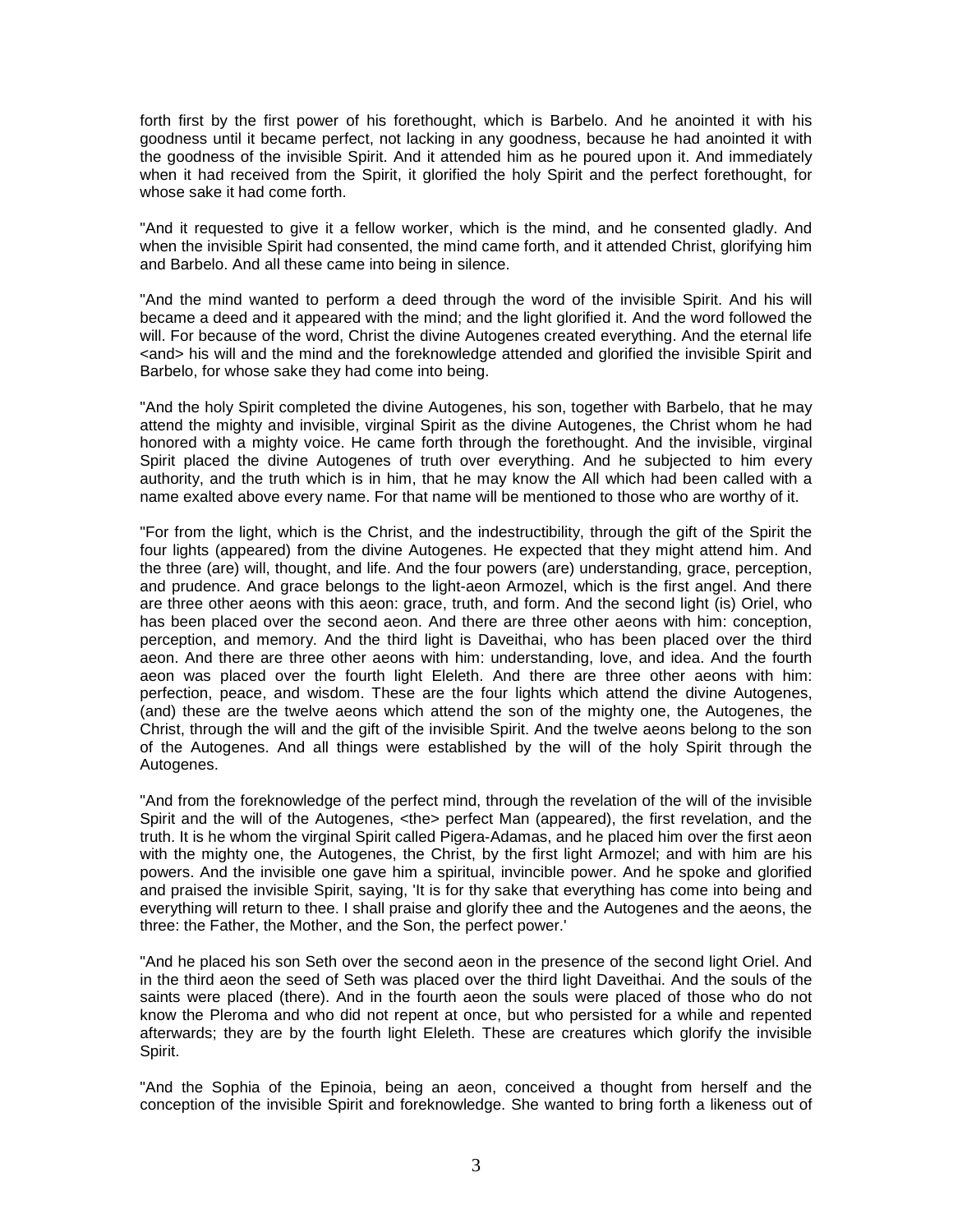forth first by the first power of his forethought, which is Barbelo. And he anointed it with his goodness until it became perfect, not lacking in any goodness, because he had anointed it with the goodness of the invisible Spirit. And it attended him as he poured upon it. And immediately when it had received from the Spirit, it glorified the holy Spirit and the perfect forethought, for whose sake it had come forth.

"And it requested to give it a fellow worker, which is the mind, and he consented gladly. And when the invisible Spirit had consented, the mind came forth, and it attended Christ, glorifying him and Barbelo. And all these came into being in silence.

"And the mind wanted to perform a deed through the word of the invisible Spirit. And his will became a deed and it appeared with the mind; and the light glorified it. And the word followed the will. For because of the word, Christ the divine Autogenes created everything. And the eternal life <and> his will and the mind and the foreknowledge attended and glorified the invisible Spirit and Barbelo, for whose sake they had come into being.

"And the holy Spirit completed the divine Autogenes, his son, together with Barbelo, that he may attend the mighty and invisible, virginal Spirit as the divine Autogenes, the Christ whom he had honored with a mighty voice. He came forth through the forethought. And the invisible, virginal Spirit placed the divine Autogenes of truth over everything. And he subjected to him every authority, and the truth which is in him, that he may know the All which had been called with a name exalted above every name. For that name will be mentioned to those who are worthy of it.

"For from the light, which is the Christ, and the indestructibility, through the gift of the Spirit the four lights (appeared) from the divine Autogenes. He expected that they might attend him. And the three (are) will, thought, and life. And the four powers (are) understanding, grace, perception, and prudence. And grace belongs to the light-aeon Armozel, which is the first angel. And there are three other aeons with this aeon: grace, truth, and form. And the second light (is) Oriel, who has been placed over the second aeon. And there are three other aeons with him: conception, perception, and memory. And the third light is Daveithai, who has been placed over the third aeon. And there are three other aeons with him: understanding, love, and idea. And the fourth aeon was placed over the fourth light Eleleth. And there are three other aeons with him: perfection, peace, and wisdom. These are the four lights which attend the divine Autogenes, (and) these are the twelve aeons which attend the son of the mighty one, the Autogenes, the Christ, through the will and the gift of the invisible Spirit. And the twelve aeons belong to the son of the Autogenes. And all things were established by the will of the holy Spirit through the Autogenes.

"And from the foreknowledge of the perfect mind, through the revelation of the will of the invisible Spirit and the will of the Autogenes, <the> perfect Man (appeared), the first revelation, and the truth. It is he whom the virginal Spirit called Pigera-Adamas, and he placed him over the first aeon with the mighty one, the Autogenes, the Christ, by the first light Armozel; and with him are his powers. And the invisible one gave him a spiritual, invincible power. And he spoke and glorified and praised the invisible Spirit, saying, 'It is for thy sake that everything has come into being and everything will return to thee. I shall praise and glorify thee and the Autogenes and the aeons, the three: the Father, the Mother, and the Son, the perfect power.'

"And he placed his son Seth over the second aeon in the presence of the second light Oriel. And in the third aeon the seed of Seth was placed over the third light Daveithai. And the souls of the saints were placed (there). And in the fourth aeon the souls were placed of those who do not know the Pleroma and who did not repent at once, but who persisted for a while and repented afterwards; they are by the fourth light Eleleth. These are creatures which glorify the invisible Spirit.

"And the Sophia of the Epinoia, being an aeon, conceived a thought from herself and the conception of the invisible Spirit and foreknowledge. She wanted to bring forth a likeness out of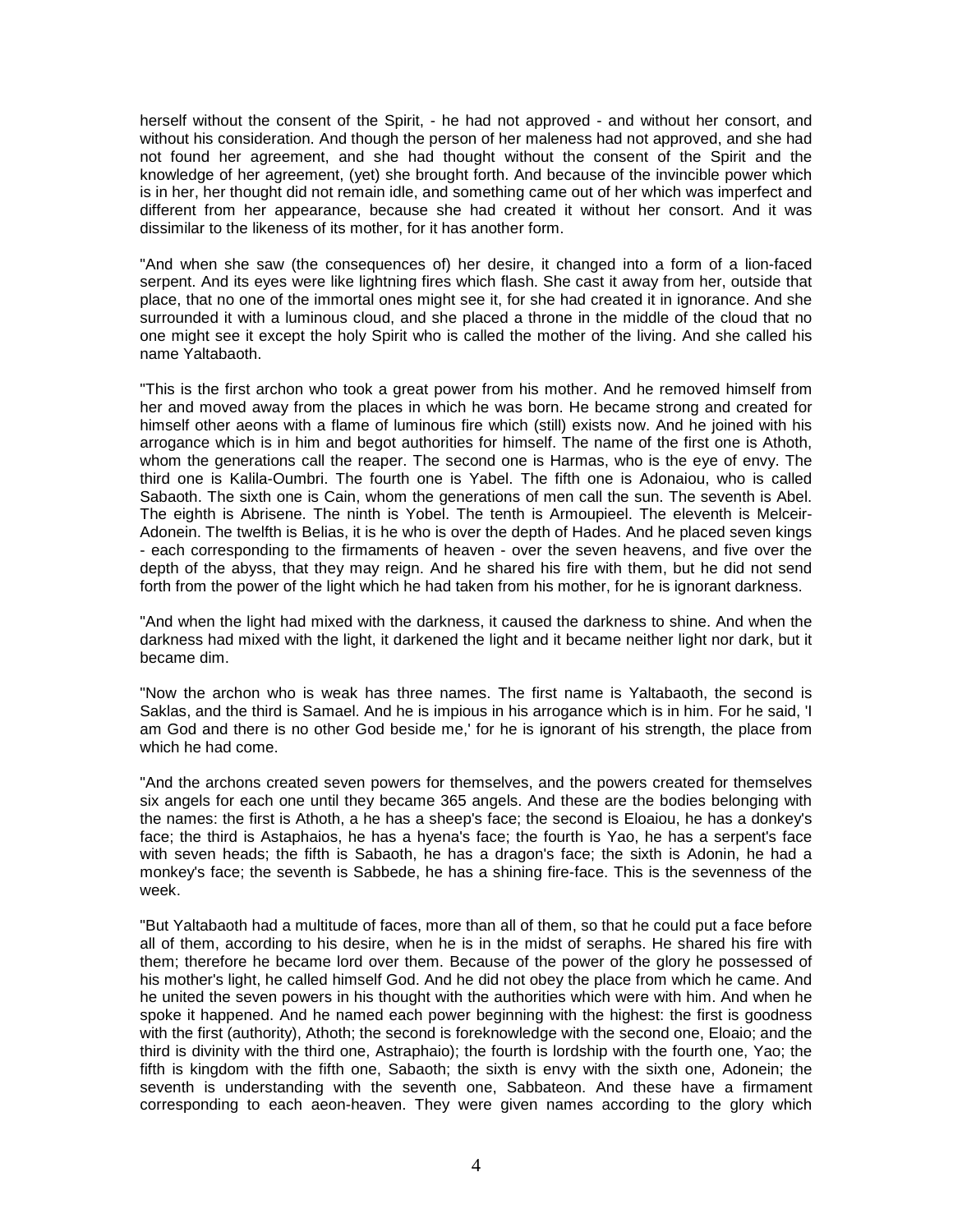herself without the consent of the Spirit, - he had not approved - and without her consort, and without his consideration. And though the person of her maleness had not approved, and she had not found her agreement, and she had thought without the consent of the Spirit and the knowledge of her agreement, (yet) she brought forth. And because of the invincible power which is in her, her thought did not remain idle, and something came out of her which was imperfect and different from her appearance, because she had created it without her consort. And it was dissimilar to the likeness of its mother, for it has another form.

"And when she saw (the consequences of) her desire, it changed into a form of a lion-faced serpent. And its eyes were like lightning fires which flash. She cast it away from her, outside that place, that no one of the immortal ones might see it, for she had created it in ignorance. And she surrounded it with a luminous cloud, and she placed a throne in the middle of the cloud that no one might see it except the holy Spirit who is called the mother of the living. And she called his name Yaltabaoth.

"This is the first archon who took a great power from his mother. And he removed himself from her and moved away from the places in which he was born. He became strong and created for himself other aeons with a flame of luminous fire which (still) exists now. And he joined with his arrogance which is in him and begot authorities for himself. The name of the first one is Athoth, whom the generations call the reaper. The second one is Harmas, who is the eye of envy. The third one is Kalila-Oumbri. The fourth one is Yabel. The fifth one is Adonaiou, who is called Sabaoth. The sixth one is Cain, whom the generations of men call the sun. The seventh is Abel. The eighth is Abrisene. The ninth is Yobel. The tenth is Armoupieel. The eleventh is Melceir-Adonein. The twelfth is Belias, it is he who is over the depth of Hades. And he placed seven kings - each corresponding to the firmaments of heaven - over the seven heavens, and five over the depth of the abyss, that they may reign. And he shared his fire with them, but he did not send forth from the power of the light which he had taken from his mother, for he is ignorant darkness.

"And when the light had mixed with the darkness, it caused the darkness to shine. And when the darkness had mixed with the light, it darkened the light and it became neither light nor dark, but it became dim.

"Now the archon who is weak has three names. The first name is Yaltabaoth, the second is Saklas, and the third is Samael. And he is impious in his arrogance which is in him. For he said, 'I am God and there is no other God beside me,' for he is ignorant of his strength, the place from which he had come.

"And the archons created seven powers for themselves, and the powers created for themselves six angels for each one until they became 365 angels. And these are the bodies belonging with the names: the first is Athoth, a he has a sheep's face; the second is Eloaiou, he has a donkey's face; the third is Astaphaios, he has a hyena's face; the fourth is Yao, he has a serpent's face with seven heads; the fifth is Sabaoth, he has a dragon's face; the sixth is Adonin, he had a monkey's face; the seventh is Sabbede, he has a shining fire-face. This is the sevenness of the week.

"But Yaltabaoth had a multitude of faces, more than all of them, so that he could put a face before all of them, according to his desire, when he is in the midst of seraphs. He shared his fire with them; therefore he became lord over them. Because of the power of the glory he possessed of his mother's light, he called himself God. And he did not obey the place from which he came. And he united the seven powers in his thought with the authorities which were with him. And when he spoke it happened. And he named each power beginning with the highest: the first is goodness with the first (authority), Athoth; the second is foreknowledge with the second one, Eloaio; and the third is divinity with the third one, Astraphaio); the fourth is lordship with the fourth one, Yao; the fifth is kingdom with the fifth one, Sabaoth; the sixth is envy with the sixth one, Adonein; the seventh is understanding with the seventh one, Sabbateon. And these have a firmament corresponding to each aeon-heaven. They were given names according to the glory which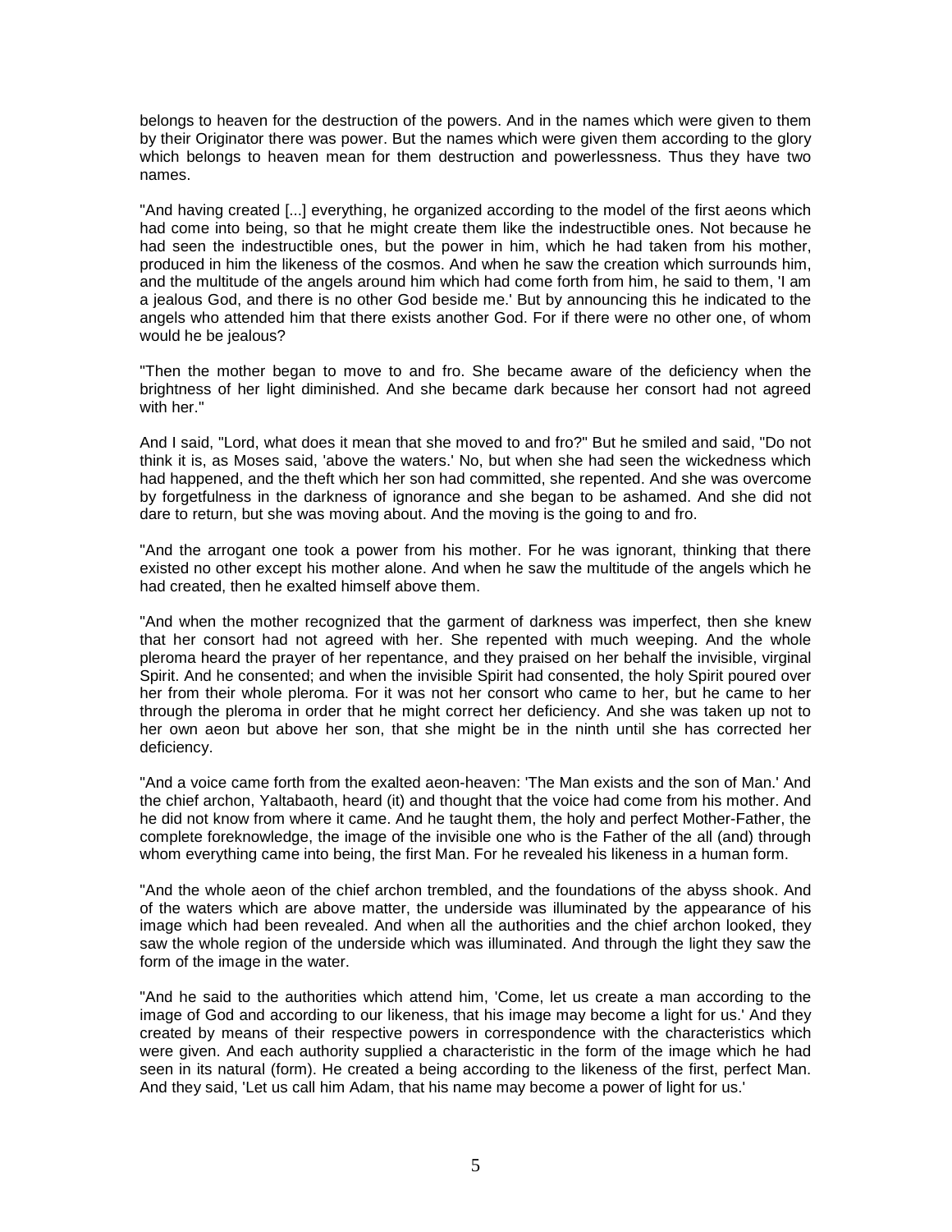belongs to heaven for the destruction of the powers. And in the names which were given to them by their Originator there was power. But the names which were given them according to the glory which belongs to heaven mean for them destruction and powerlessness. Thus they have two names.

"And having created [...] everything, he organized according to the model of the first aeons which had come into being, so that he might create them like the indestructible ones. Not because he had seen the indestructible ones, but the power in him, which he had taken from his mother, produced in him the likeness of the cosmos. And when he saw the creation which surrounds him, and the multitude of the angels around him which had come forth from him, he said to them, 'I am a jealous God, and there is no other God beside me.' But by announcing this he indicated to the angels who attended him that there exists another God. For if there were no other one, of whom would he be jealous?

"Then the mother began to move to and fro. She became aware of the deficiency when the brightness of her light diminished. And she became dark because her consort had not agreed with her."

And I said, "Lord, what does it mean that she moved to and fro?" But he smiled and said, "Do not think it is, as Moses said, 'above the waters.' No, but when she had seen the wickedness which had happened, and the theft which her son had committed, she repented. And she was overcome by forgetfulness in the darkness of ignorance and she began to be ashamed. And she did not dare to return, but she was moving about. And the moving is the going to and fro.

"And the arrogant one took a power from his mother. For he was ignorant, thinking that there existed no other except his mother alone. And when he saw the multitude of the angels which he had created, then he exalted himself above them.

"And when the mother recognized that the garment of darkness was imperfect, then she knew that her consort had not agreed with her. She repented with much weeping. And the whole pleroma heard the prayer of her repentance, and they praised on her behalf the invisible, virginal Spirit. And he consented; and when the invisible Spirit had consented, the holy Spirit poured over her from their whole pleroma. For it was not her consort who came to her, but he came to her through the pleroma in order that he might correct her deficiency. And she was taken up not to her own aeon but above her son, that she might be in the ninth until she has corrected her deficiency.

"And a voice came forth from the exalted aeon-heaven: 'The Man exists and the son of Man.' And the chief archon, Yaltabaoth, heard (it) and thought that the voice had come from his mother. And he did not know from where it came. And he taught them, the holy and perfect Mother-Father, the complete foreknowledge, the image of the invisible one who is the Father of the all (and) through whom everything came into being, the first Man. For he revealed his likeness in a human form.

"And the whole aeon of the chief archon trembled, and the foundations of the abyss shook. And of the waters which are above matter, the underside was illuminated by the appearance of his image which had been revealed. And when all the authorities and the chief archon looked, they saw the whole region of the underside which was illuminated. And through the light they saw the form of the image in the water.

"And he said to the authorities which attend him, 'Come, let us create a man according to the image of God and according to our likeness, that his image may become a light for us.' And they created by means of their respective powers in correspondence with the characteristics which were given. And each authority supplied a characteristic in the form of the image which he had seen in its natural (form). He created a being according to the likeness of the first, perfect Man. And they said, 'Let us call him Adam, that his name may become a power of light for us.'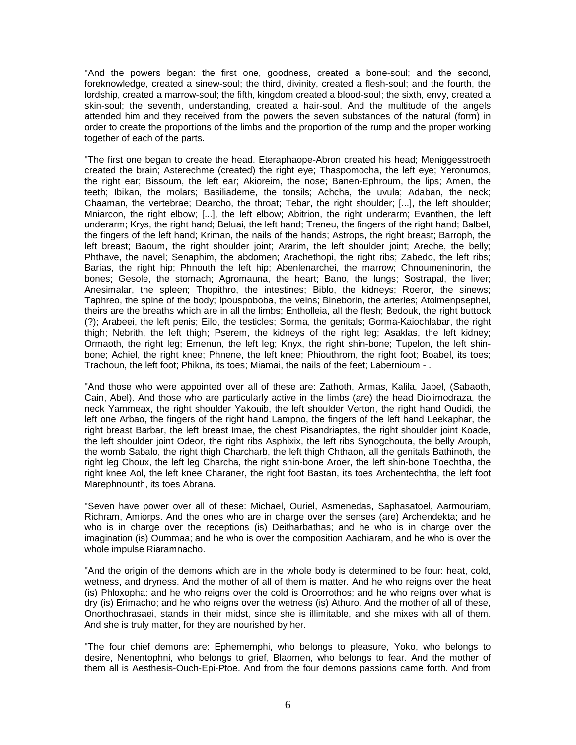"And the powers began: the first one, goodness, created a bone-soul; and the second, foreknowledge, created a sinew-soul; the third, divinity, created a flesh-soul; and the fourth, the lordship, created a marrow-soul; the fifth, kingdom created a blood-soul; the sixth, envy, created a skin-soul; the seventh, understanding, created a hair-soul. And the multitude of the angels attended him and they received from the powers the seven substances of the natural (form) in order to create the proportions of the limbs and the proportion of the rump and the proper working together of each of the parts.

"The first one began to create the head. Eteraphaope-Abron created his head; Meniggesstroeth created the brain; Asterechme (created) the right eye; Thaspomocha, the left eye; Yeronumos, the right ear; Bissoum, the left ear; Akioreim, the nose; Banen-Ephroum, the lips; Amen, the teeth; Ibikan, the molars; Basiliademe, the tonsils; Achcha, the uvula; Adaban, the neck; Chaaman, the vertebrae; Dearcho, the throat; Tebar, the right shoulder; [...], the left shoulder; Mniarcon, the right elbow; [...], the left elbow; Abitrion, the right underarm; Evanthen, the left underarm; Krys, the right hand; Beluai, the left hand; Treneu, the fingers of the right hand; Balbel, the fingers of the left hand; Kriman, the nails of the hands; Astrops, the right breast; Barroph, the left breast; Baoum, the right shoulder joint; Ararim, the left shoulder joint; Areche, the belly; Phthave, the navel; Senaphim, the abdomen; Arachethopi, the right ribs; Zabedo, the left ribs; Barias, the right hip; Phnouth the left hip; Abenlenarchei, the marrow; Chnoumeninorin, the bones; Gesole, the stomach; Agromauna, the heart; Bano, the lungs; Sostrapal, the liver; Anesimalar, the spleen; Thopithro, the intestines; Biblo, the kidneys; Roeror, the sinews; Taphreo, the spine of the body; Ipouspoboba, the veins; Bineborin, the arteries; Atoimenpsephei, theirs are the breaths which are in all the limbs; Entholleia, all the flesh; Bedouk, the right buttock (?); Arabeei, the left penis; Eilo, the testicles; Sorma, the genitals; Gorma-Kaiochlabar, the right thigh; Nebrith, the left thigh; Pserem, the kidneys of the right leg; Asaklas, the left kidney; Ormaoth, the right leg; Emenun, the left leg; Knyx, the right shin-bone; Tupelon, the left shin-bone; Achiel, the right knee; Phnene, the left knee; Phiouthrom, the right foot; Boabel, its toes; Trachoun, the left foot; Phikna, its toes; Miamai, the nails of the feet; Labernioum - .

"And those who were appointed over all of these are: Zathoth, Armas, Kalila, Jabel, (Sabaoth, Cain, Abel). And those who are particularly active in the limbs (are) the head Diolimodraza, the neck Yammeax, the right shoulder Yakouib, the left shoulder Verton, the right hand Oudidi, the left one Arbao, the fingers of the right hand Lampno, the fingers of the left hand Leekaphar, the right breast Barbar, the left breast Imae, the chest Pisandriaptes, the right shoulder joint Koade, the left shoulder joint Odeor, the right ribs Asphixix, the left ribs Synogchouta, the belly Arouph, the womb Sabalo, the right thigh Charcharb, the left thigh Chthaon, all the genitals Bathinoth, the right leg Choux, the left leg Charcha, the right shin-bone Aroer, the left shin-bone Toechtha, the right knee Aol, the left knee Charaner, the right foot Bastan, its toes Archentechtha, the left foot Marephnounth, its toes Abrana.

"Seven have power over all of these: Michael, Ouriel, Asmenedas, Saphasatoel, Aarmouriam, Richram, Amiorps. And the ones who are in charge over the senses (are) Archendekta; and he who is in charge over the receptions (is) Deitharbathas; and he who is in charge over the imagination (is) Oummaa; and he who is over the composition Aachiaram, and he who is over the whole impulse Riaramnacho.

"And the origin of the demons which are in the whole body is determined to be four: heat, cold, wetness, and dryness. And the mother of all of them is matter. And he who reigns over the heat (is) Phloxopha; and he who reigns over the cold is Oroorrothos; and he who reigns over what is dry (is) Erimacho; and he who reigns over the wetness (is) Athuro. And the mother of all of these, Onorthochrasaei, stands in their midst, since she is illimitable, and she mixes with all of them. And she is truly matter, for they are nourished by her.

"The four chief demons are: Ephememphi, who belongs to pleasure, Yoko, who belongs to desire, Nenentophni, who belongs to grief, Blaomen, who belongs to fear. And the mother of them all is Aesthesis-Ouch-Epi-Ptoe. And from the four demons passions came forth. And from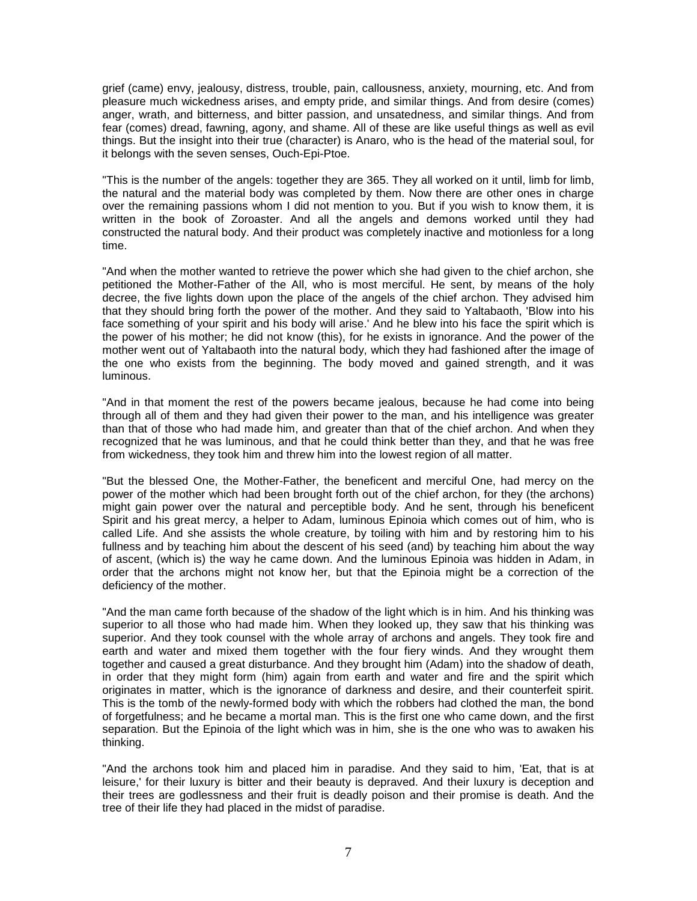grief (came) envy, jealousy, distress, trouble, pain, callousness, anxiety, mourning, etc. And from pleasure much wickedness arises, and empty pride, and similar things. And from desire (comes) anger, wrath, and bitterness, and bitter passion, and unsatedness, and similar things. And from fear (comes) dread, fawning, agony, and shame. All of these are like useful things as well as evil things. But the insight into their true (character) is Anaro, who is the head of the material soul, for it belongs with the seven senses, Ouch-Epi-Ptoe.

"This is the number of the angels: together they are 365. They all worked on it until, limb for limb, the natural and the material body was completed by them. Now there are other ones in charge over the remaining passions whom I did not mention to you. But if you wish to know them, it is written in the book of Zoroaster. And all the angels and demons worked until they had constructed the natural body. And their product was completely inactive and motionless for a long time.

"And when the mother wanted to retrieve the power which she had given to the chief archon, she petitioned the Mother-Father of the All, who is most merciful. He sent, by means of the holy decree, the five lights down upon the place of the angels of the chief archon. They advised him that they should bring forth the power of the mother. And they said to Yaltabaoth, 'Blow into his face something of your spirit and his body will arise.' And he blew into his face the spirit which is the power of his mother; he did not know (this), for he exists in ignorance. And the power of the mother went out of Yaltabaoth into the natural body, which they had fashioned after the image of the one who exists from the beginning. The body moved and gained strength, and it was luminous.

"And in that moment the rest of the powers became jealous, because he had come into being through all of them and they had given their power to the man, and his intelligence was greater than that of those who had made him, and greater than that of the chief archon. And when they recognized that he was luminous, and that he could think better than they, and that he was free from wickedness, they took him and threw him into the lowest region of all matter.

"But the blessed One, the Mother-Father, the beneficent and merciful One, had mercy on the power of the mother which had been brought forth out of the chief archon, for they (the archons) might gain power over the natural and perceptible body. And he sent, through his beneficent Spirit and his great mercy, a helper to Adam, luminous Epinoia which comes out of him, who is called Life. And she assists the whole creature, by toiling with him and by restoring him to his fullness and by teaching him about the descent of his seed (and) by teaching him about the way of ascent, (which is) the way he came down. And the luminous Epinoia was hidden in Adam, in order that the archons might not know her, but that the Epinoia might be a correction of the deficiency of the mother.

"And the man came forth because of the shadow of the light which is in him. And his thinking was superior to all those who had made him. When they looked up, they saw that his thinking was superior. And they took counsel with the whole array of archons and angels. They took fire and earth and water and mixed them together with the four fiery winds. And they wrought them together and caused a great disturbance. And they brought him (Adam) into the shadow of death, in order that they might form (him) again from earth and water and fire and the spirit which originates in matter, which is the ignorance of darkness and desire, and their counterfeit spirit. This is the tomb of the newly-formed body with which the robbers had clothed the man, the bond of forgetfulness; and he became a mortal man. This is the first one who came down, and the first separation. But the Epinoia of the light which was in him, she is the one who was to awaken his thinking.

"And the archons took him and placed him in paradise. And they said to him, 'Eat, that is at leisure,' for their luxury is bitter and their beauty is depraved. And their luxury is deception and their trees are godlessness and their fruit is deadly poison and their promise is death. And the tree of their life they had placed in the midst of paradise.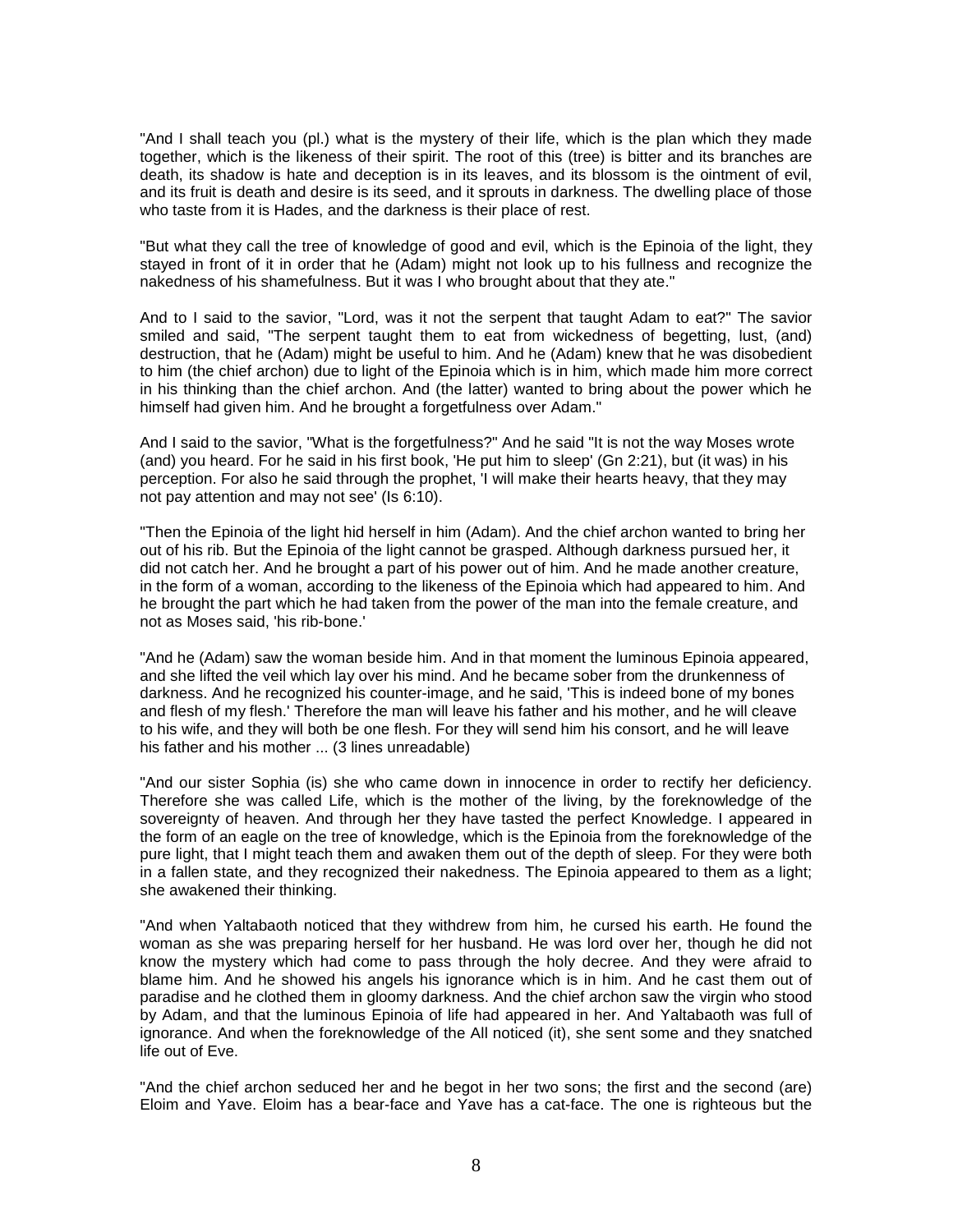"And I shall teach you (pl.) what is the mystery of their life, which is the plan which they made together, which is the likeness of their spirit. The root of this (tree) is bitter and its branches are death, its shadow is hate and deception is in its leaves, and its blossom is the ointment of evil, and its fruit is death and desire is its seed, and it sprouts in darkness. The dwelling place of those who taste from it is Hades, and the darkness is their place of rest.

"But what they call the tree of knowledge of good and evil, which is the Epinoia of the light, they stayed in front of it in order that he (Adam) might not look up to his fullness and recognize the nakedness of his shamefulness. But it was I who brought about that they ate."

And to I said to the savior, "Lord, was it not the serpent that taught Adam to eat?" The savior smiled and said, "The serpent taught them to eat from wickedness of begetting, lust, (and) destruction, that he (Adam) might be useful to him. And he (Adam) knew that he was disobedient to him (the chief archon) due to light of the Epinoia which is in him, which made him more correct in his thinking than the chief archon. And (the latter) wanted to bring about the power which he himself had given him. And he brought a forgetfulness over Adam."

And I said to the savior, "What is the forgetfulness?" And he said "It is not the way Moses wrote (and) you heard. For he said in his first book, 'He put him to sleep' (Gn 2:21), but (it was) in his perception. For also he said through the prophet, 'I will make their hearts heavy, that they may not pay attention and may not see' (Is 6:10).

"Then the Epinoia of the light hid herself in him (Adam). And the chief archon wanted to bring her out of his rib. But the Epinoia of the light cannot be grasped. Although darkness pursued her, it did not catch her. And he brought a part of his power out of him. And he made another creature, in the form of a woman, according to the likeness of the Epinoia which had appeared to him. And he brought the part which he had taken from the power of the man into the female creature, and not as Moses said, 'his rib-bone.'

"And he (Adam) saw the woman beside him. And in that moment the luminous Epinoia appeared, and she lifted the veil which lay over his mind. And he became sober from the drunkenness of darkness. And he recognized his counter-image, and he said, 'This is indeed bone of my bones and flesh of my flesh.' Therefore the man will leave his father and his mother, and he will cleave to his wife, and they will both be one flesh. For they will send him his consort, and he will leave his father and his mother ... (3 lines unreadable)

"And our sister Sophia (is) she who came down in innocence in order to rectify her deficiency. Therefore she was called Life, which is the mother of the living, by the foreknowledge of the sovereignty of heaven. And through her they have tasted the perfect Knowledge. I appeared in the form of an eagle on the tree of knowledge, which is the Epinoia from the foreknowledge of the pure light, that I might teach them and awaken them out of the depth of sleep. For they were both in a fallen state, and they recognized their nakedness. The Epinoia appeared to them as a light; she awakened their thinking.

"And when Yaltabaoth noticed that they withdrew from him, he cursed his earth. He found the woman as she was preparing herself for her husband. He was lord over her, though he did not know the mystery which had come to pass through the holy decree. And they were afraid to blame him. And he showed his angels his ignorance which is in him. And he cast them out of paradise and he clothed them in gloomy darkness. And the chief archon saw the virgin who stood by Adam, and that the luminous Epinoia of life had appeared in her. And Yaltabaoth was full of ignorance. And when the foreknowledge of the All noticed (it), she sent some and they snatched life out of Eve.

"And the chief archon seduced her and he begot in her two sons; the first and the second (are) Eloim and Yave. Eloim has a bear-face and Yave has a cat-face. The one is righteous but the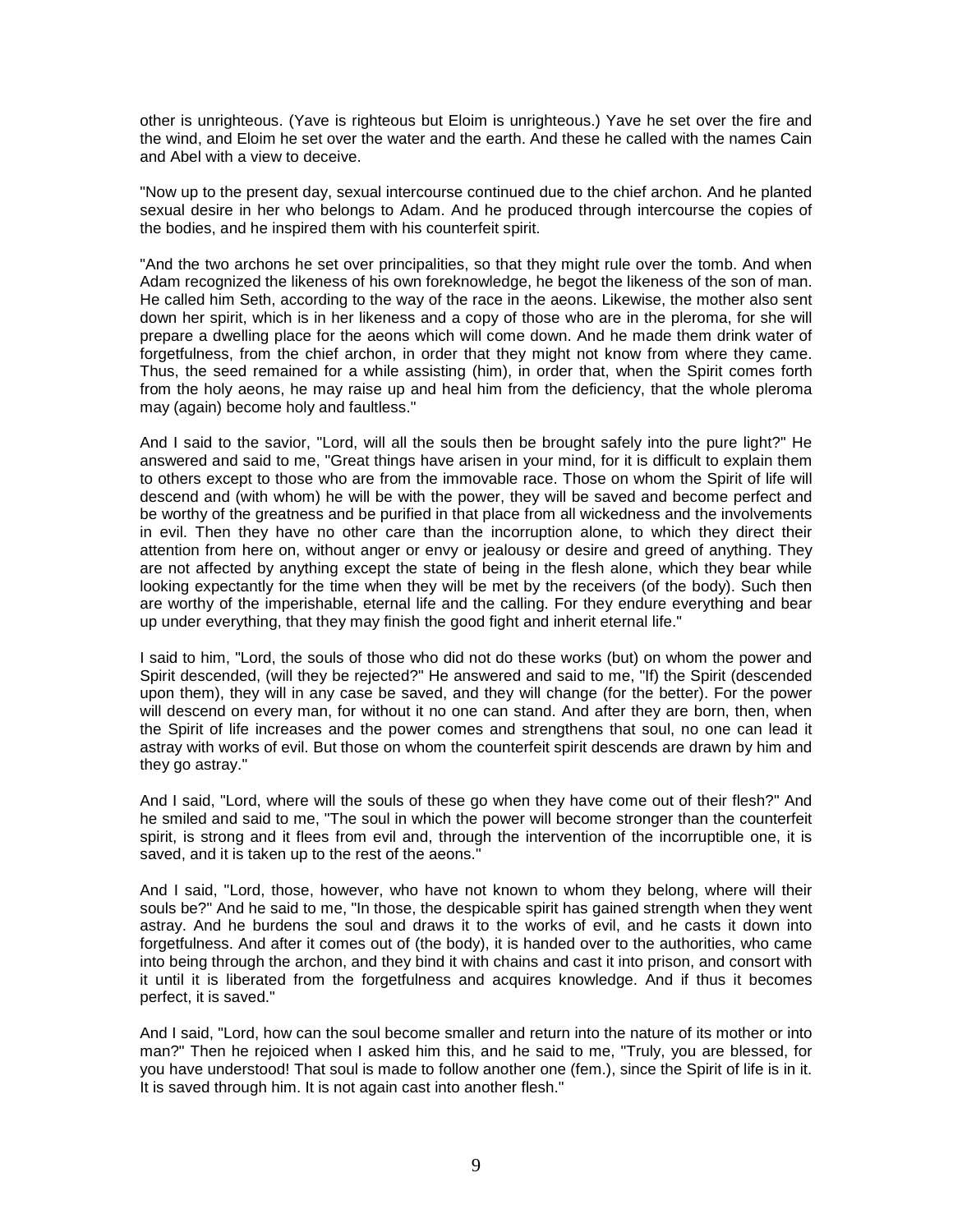other is unrighteous. (Yave is righteous but Eloim is unrighteous.) Yave he set over the fire and the wind, and Eloim he set over the water and the earth. And these he called with the names Cain and Abel with a view to deceive.

"Now up to the present day, sexual intercourse continued due to the chief archon. And he planted sexual desire in her who belongs to Adam. And he produced through intercourse the copies of the bodies, and he inspired them with his counterfeit spirit.

"And the two archons he set over principalities, so that they might rule over the tomb. And when Adam recognized the likeness of his own foreknowledge, he begot the likeness of the son of man. He called him Seth, according to the way of the race in the aeons. Likewise, the mother also sent down her spirit, which is in her likeness and a copy of those who are in the pleroma, for she will prepare a dwelling place for the aeons which will come down. And he made them drink water of forgetfulness, from the chief archon, in order that they might not know from where they came. Thus, the seed remained for a while assisting (him), in order that, when the Spirit comes forth from the holy aeons, he may raise up and heal him from the deficiency, that the whole pleroma may (again) become holy and faultless."

And I said to the savior, "Lord, will all the souls then be brought safely into the pure light?" He answered and said to me, "Great things have arisen in your mind, for it is difficult to explain them to others except to those who are from the immovable race. Those on whom the Spirit of life will descend and (with whom) he will be with the power, they will be saved and become perfect and be worthy of the greatness and be purified in that place from all wickedness and the involvements in evil. Then they have no other care than the incorruption alone, to which they direct their attention from here on, without anger or envy or jealousy or desire and greed of anything. They are not affected by anything except the state of being in the flesh alone, which they bear while looking expectantly for the time when they will be met by the receivers (of the body). Such then are worthy of the imperishable, eternal life and the calling. For they endure everything and bear up under everything, that they may finish the good fight and inherit eternal life."

I said to him, "Lord, the souls of those who did not do these works (but) on whom the power and Spirit descended, (will they be rejected?" He answered and said to me, "If) the Spirit (descended upon them), they will in any case be saved, and they will change (for the better). For the power will descend on every man, for without it no one can stand. And after they are born, then, when the Spirit of life increases and the power comes and strengthens that soul, no one can lead it astray with works of evil. But those on whom the counterfeit spirit descends are drawn by him and they go astray."

And I said, "Lord, where will the souls of these go when they have come out of their flesh?" And he smiled and said to me, "The soul in which the power will become stronger than the counterfeit spirit, is strong and it flees from evil and, through the intervention of the incorruptible one, it is saved, and it is taken up to the rest of the aeons."

And I said, "Lord, those, however, who have not known to whom they belong, where will their souls be?" And he said to me, "In those, the despicable spirit has gained strength when they went astray. And he burdens the soul and draws it to the works of evil, and he casts it down into forgetfulness. And after it comes out of (the body), it is handed over to the authorities, who came into being through the archon, and they bind it with chains and cast it into prison, and consort with it until it is liberated from the forgetfulness and acquires knowledge. And if thus it becomes perfect, it is saved."

And I said, "Lord, how can the soul become smaller and return into the nature of its mother or into man?" Then he rejoiced when I asked him this, and he said to me, "Truly, you are blessed, for you have understood! That soul is made to follow another one (fem.), since the Spirit of life is in it. It is saved through him. It is not again cast into another flesh."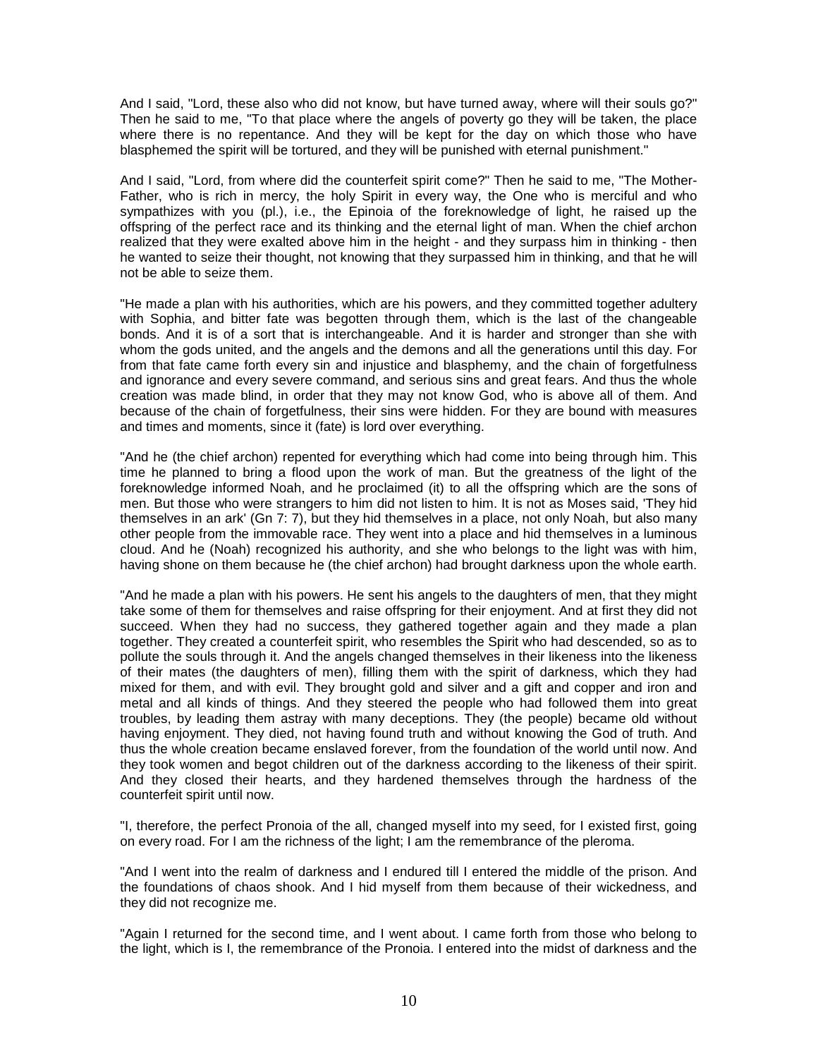And I said, "Lord, these also who did not know, but have turned away, where will their souls go?" Then he said to me, "To that place where the angels of poverty go they will be taken, the place where there is no repentance. And they will be kept for the day on which those who have blasphemed the spirit will be tortured, and they will be punished with eternal punishment."

And I said, "Lord, from where did the counterfeit spirit come?" Then he said to me, "The Mother-Father, who is rich in mercy, the holy Spirit in every way, the One who is merciful and who sympathizes with you (pl.), i.e., the Epinoia of the foreknowledge of light, he raised up the offspring of the perfect race and its thinking and the eternal light of man. When the chief archon realized that they were exalted above him in the height - and they surpass him in thinking - then he wanted to seize their thought, not knowing that they surpassed him in thinking, and that he will not be able to seize them.

"He made a plan with his authorities, which are his powers, and they committed together adultery with Sophia, and bitter fate was begotten through them, which is the last of the changeable bonds. And it is of a sort that is interchangeable. And it is harder and stronger than she with whom the gods united, and the angels and the demons and all the generations until this day. For from that fate came forth every sin and injustice and blasphemy, and the chain of forgetfulness and ignorance and every severe command, and serious sins and great fears. And thus the whole creation was made blind, in order that they may not know God, who is above all of them. And because of the chain of forgetfulness, their sins were hidden. For they are bound with measures and times and moments, since it (fate) is lord over everything.

"And he (the chief archon) repented for everything which had come into being through him. This time he planned to bring a flood upon the work of man. But the greatness of the light of the foreknowledge informed Noah, and he proclaimed (it) to all the offspring which are the sons of men. But those who were strangers to him did not listen to him. It is not as Moses said, 'They hid themselves in an ark' (Gn 7: 7), but they hid themselves in a place, not only Noah, but also many other people from the immovable race. They went into a place and hid themselves in a luminous cloud. And he (Noah) recognized his authority, and she who belongs to the light was with him, having shone on them because he (the chief archon) had brought darkness upon the whole earth.

"And he made a plan with his powers. He sent his angels to the daughters of men, that they might take some of them for themselves and raise offspring for their enjoyment. And at first they did not succeed. When they had no success, they gathered together again and they made a plan together. They created a counterfeit spirit, who resembles the Spirit who had descended, so as to pollute the souls through it. And the angels changed themselves in their likeness into the likeness of their mates (the daughters of men), filling them with the spirit of darkness, which they had mixed for them, and with evil. They brought gold and silver and a gift and copper and iron and metal and all kinds of things. And they steered the people who had followed them into great troubles, by leading them astray with many deceptions. They (the people) became old without having enjoyment. They died, not having found truth and without knowing the God of truth. And thus the whole creation became enslaved forever, from the foundation of the world until now. And they took women and begot children out of the darkness according to the likeness of their spirit. And they closed their hearts, and they hardened themselves through the hardness of the counterfeit spirit until now.

"I, therefore, the perfect Pronoia of the all, changed myself into my seed, for I existed first, going on every road. For I am the richness of the light; I am the remembrance of the pleroma.

"And I went into the realm of darkness and I endured till I entered the middle of the prison. And the foundations of chaos shook. And I hid myself from them because of their wickedness, and they did not recognize me.

"Again I returned for the second time, and I went about. I came forth from those who belong to the light, which is I, the remembrance of the Pronoia. I entered into the midst of darkness and the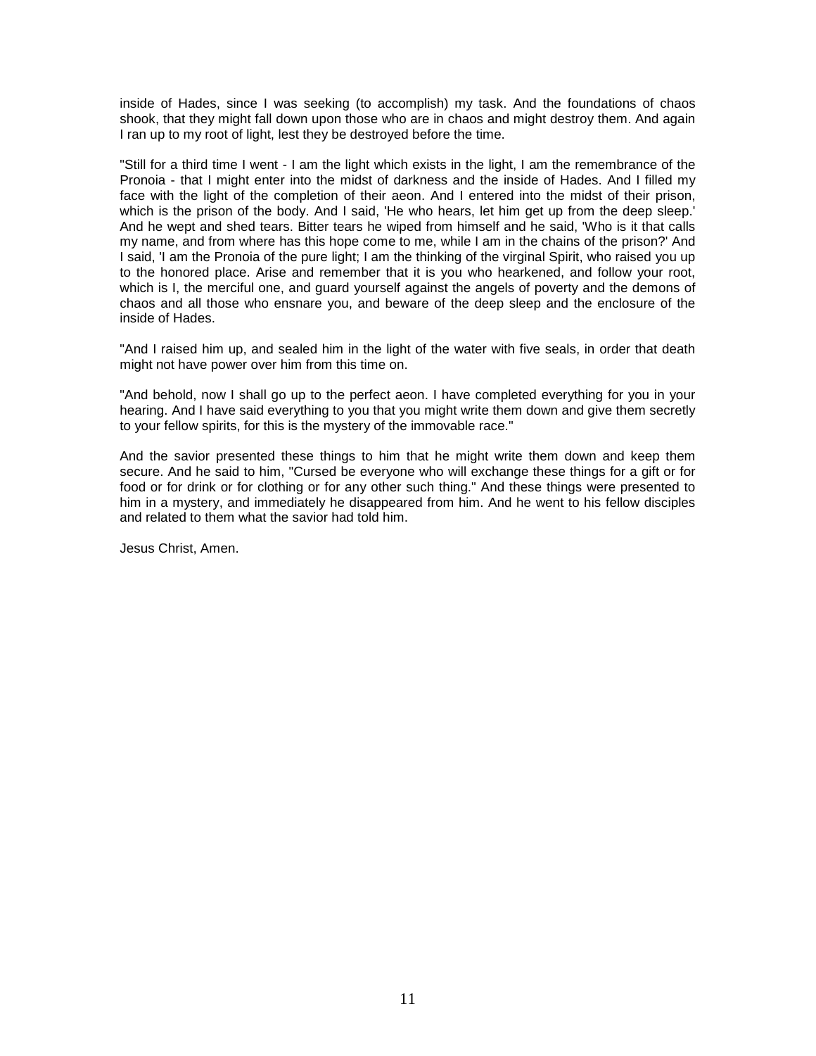inside of Hades, since I was seeking (to accomplish) my task. And the foundations of chaos shook, that they might fall down upon those who are in chaos and might destroy them. And again I ran up to my root of light, lest they be destroyed before the time.

"Still for a third time I went - I am the light which exists in the light, I am the remembrance of the Pronoia - that I might enter into the midst of darkness and the inside of Hades. And I filled my face with the light of the completion of their aeon. And I entered into the midst of their prison, which is the prison of the body. And I said, 'He who hears, let him get up from the deep sleep.' And he wept and shed tears. Bitter tears he wiped from himself and he said, 'Who is it that calls my name, and from where has this hope come to me, while I am in the chains of the prison?' And I said, 'I am the Pronoia of the pure light; I am the thinking of the virginal Spirit, who raised you up to the honored place. Arise and remember that it is you who hearkened, and follow your root, which is I, the merciful one, and guard yourself against the angels of poverty and the demons of chaos and all those who ensnare you, and beware of the deep sleep and the enclosure of the inside of Hades.

"And I raised him up, and sealed him in the light of the water with five seals, in order that death might not have power over him from this time on.

"And behold, now I shall go up to the perfect aeon. I have completed everything for you in your hearing. And I have said everything to you that you might write them down and give them secretly to your fellow spirits, for this is the mystery of the immovable race."

And the savior presented these things to him that he might write them down and keep them secure. And he said to him, "Cursed be everyone who will exchange these things for a gift or for food or for drink or for clothing or for any other such thing." And these things were presented to him in a mystery, and immediately he disappeared from him. And he went to his fellow disciples and related to them what the savior had told him.

Jesus Christ, Amen.